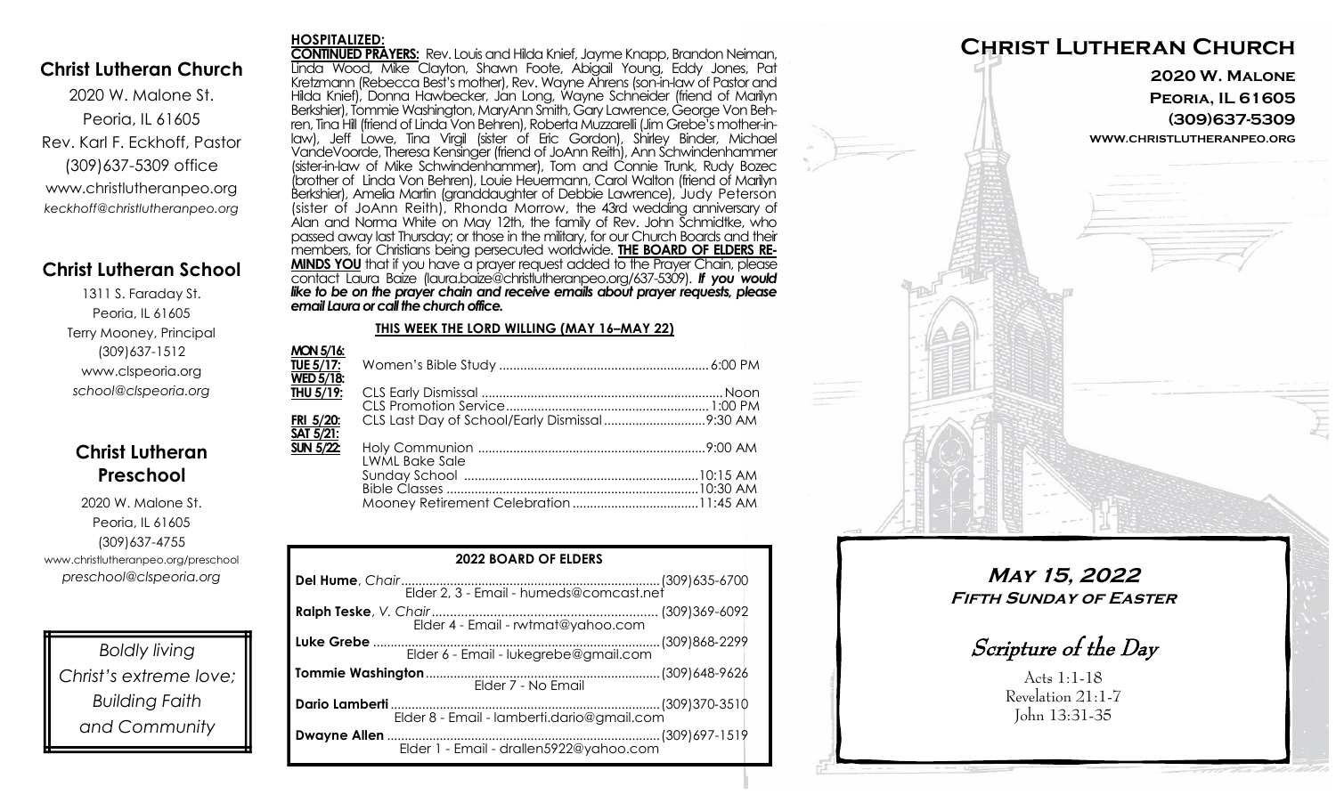## Christ Lutheran Church

2020 W. Malone St.
Peoria, IL 61605
Rev. Karl F. Eckhoff, Pastor
(309)637-5309 office
www.christlutheranpeo.org
*keckhoff@christlutheranpeo.org*

## Christ Lutheran School

1311 S. Faraday St.
Peoria, IL 61605
Terry Mooney, Principal
(309)637-1512
www.clspeoria.org
*school@clspeoria.org*

## Christ Lutheran Preschool

2020 W. Malone St.
Peoria, IL 61605
(309)637-4755
www.christlutheranpeo.org/preschool
*preschool@clspeoria.org*

*Boldly living Christ's extreme love; Building Faith and Community*

**HOSPITALIZED:**

**CONTINUED PRAYERS:** Rev. Louis and Hilda Knief, Jayme Knapp, Brandon Neiman, Linda Wood, Mike Clayton, Shawn Foote, Abigail Young, Eddy Jones, Pat Kretzmann (Rebecca Best's mother), Rev. Wayne Ahrens (son-in-law of Pastor and Hilda Knief), Donna Hawbecker, Jan Long, Wayne Schneider (friend of Marilyn Berkshier), Tommie Washington, MaryAnn Smith, Gary Lawrence, George Von Behren, Tina Hill (friend of Linda Von Behren), Roberta Muzzarelli (Jim Grebe's mother-in-law), Jeff Lowe, Tina Virgil (sister of Eric Gordon), Shirley Binder, Michael VandeVoorde, Theresa Kensinger (friend of JoAnn Reith), Ann Schwindenhammer (sister-in-law of Mike Schwindenhammer), Tom and Connie Trunk, Rudy Bozec (brother of Linda Von Behren), Louie Heuermann, Carol Walton (friend of Marilyn Berkshier), Amelia Martin (granddaughter of Debbie Lawrence), Judy Peterson (sister of JoAnn Reith), Rhonda Morrow, the 43rd wedding anniversary of Alan and Norma White on May 12th, the family of Rev. John Schmidtke, who passed away last Thursday; or those in the military, for our Church Boards and their members, for Christians being persecuted worldwide. **THE BOARD OF ELDERS REMINDS YOU** that if you have a prayer request added to the Prayer Chain, please contact Laura Baize (laura.baize@christlutheranpeo.org/637-5309). ***If you would like to be on the prayer chain and receive emails about prayer requests, please email Laura or call the church office.***

**THIS WEEK THE LORD WILLING (MAY 16–MAY 22)**

**MON 5/16:**
**TUE 5/17:** Women's Bible Study .......... 6:00 PM
**WED 5/18:**
**THU 5/19:** CLS Early Dismissal .......... Noon
CLS Promotion Service .......... 1:00 PM
**FRI 5/20:** CLS Last Day of School/Early Dismissal .......... 9:30 AM
**SAT 5/21:**
**SUN 5/22:** Holy Communion .......... 9:00 AM
LWML Bake Sale
Sunday School .......... 10:15 AM
Bible Classes .......... 10:30 AM
Mooney Retirement Celebration .......... 11:45 AM

**2022 BOARD OF ELDERS**

**Del Hume**, *Chair* .......... (309)635-6700
Elder 2, 3 - Email - humeds@comcast.net

**Ralph Teske**, *V. Chair* .......... (309)369-6092
Elder 4 - Email - rwtmat@yahoo.com

**Luke Grebe** .......... (309)868-2299
Elder 6 - Email - lukegrebe@gmail.com

**Tommie Washington** .......... (309)648-9626
Elder 7 - No Email

**Dario Lamberti** .......... (309)370-3510
Elder 8 - Email - lamberti.dario@gmail.com

**Dwayne Allen** .......... (309)697-1519
Elder 1 - Email - drallen5922@yahoo.com

# Christ Lutheran Church

**2020 W. Malone**
**Peoria, IL 61605**
**(309)637-5309**
**www.christlutheranpeo.org**

## *May 15, 2022*
### *Fifth Sunday of Easter*

## *Scripture of the Day*

Acts 1:1-18
Revelation 21:1-7
John 13:31-35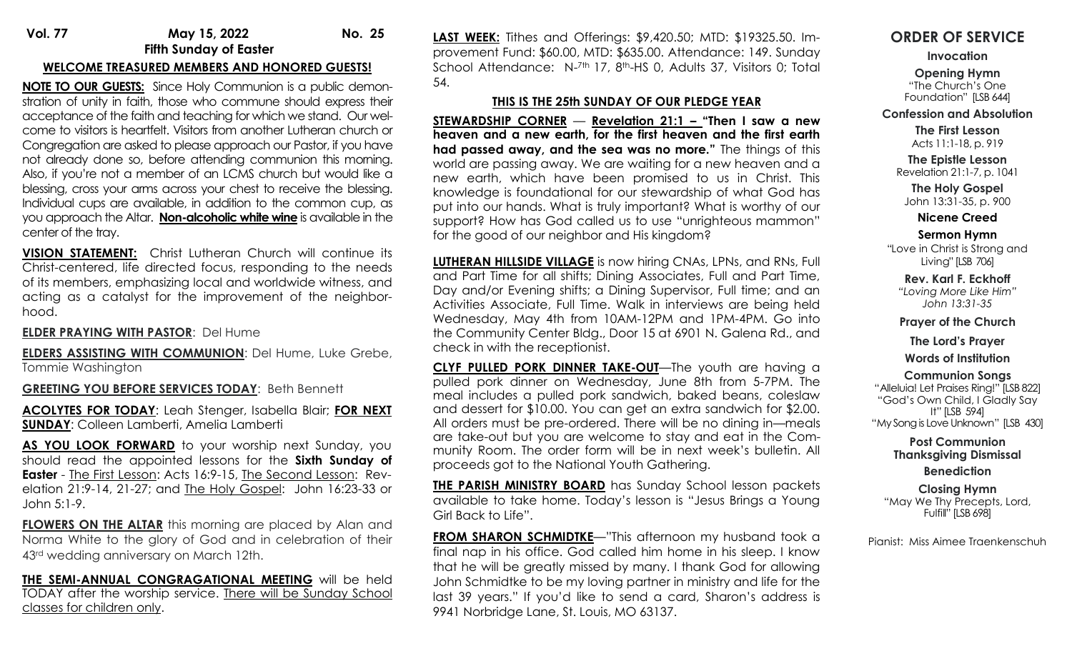**Vol. 77** **May 15, 2022** **No. 25**

**Fifth Sunday of Easter**

**WELCOME TREASURED MEMBERS AND HONORED GUESTS!**

**NOTE TO OUR GUESTS:** Since Holy Communion is a public demonstration of unity in faith, those who commune should express their acceptance of the faith and teaching for which we stand. Our welcome to visitors is heartfelt. Visitors from another Lutheran church or Congregation are asked to please approach our Pastor, if you have not already done so, before attending communion this morning. Also, if you're not a member of an LCMS church but would like a blessing, cross your arms across your chest to receive the blessing. Individual cups are available, in addition to the common cup, as you approach the Altar. **Non-alcoholic white wine** is available in the center of the tray.

**VISION STATEMENT:** Christ Lutheran Church will continue its Christ-centered, life directed focus, responding to the needs of its members, emphasizing local and worldwide witness, and acting as a catalyst for the improvement of the neighborhood.

**ELDER PRAYING WITH PASTOR**: Del Hume

**ELDERS ASSISTING WITH COMMUNION**: Del Hume, Luke Grebe, Tommie Washington

**GREETING YOU BEFORE SERVICES TODAY**: Beth Bennett

**ACOLYTES FOR TODAY**: Leah Stenger, Isabella Blair; **FOR NEXT SUNDAY**: Colleen Lamberti, Amelia Lamberti

**AS YOU LOOK FORWARD** to your worship next Sunday, you should read the appointed lessons for the **Sixth Sunday of Easter** - The First Lesson: Acts 16:9-15, The Second Lesson: Revelation 21:9-14, 21-27; and The Holy Gospel: John 16:23-33 or John 5:1-9.

**FLOWERS ON THE ALTAR** this morning are placed by Alan and Norma White to the glory of God and in celebration of their 43rd wedding anniversary on March 12th.

**THE SEMI-ANNUAL CONGRAGATIONAL MEETING** will be held TODAY after the worship service. There will be Sunday School classes for children only.

**LAST WEEK:** Tithes and Offerings: $9,420.50; MTD: $19325.50. Improvement Fund: $60.00, MTD: $635.00. Attendance: 149. Sunday School Attendance: N-7th 17, 8th-HS 0, Adults 37, Visitors 0; Total 54.

**THIS IS THE 25th SUNDAY OF OUR PLEDGE YEAR**

**STEWARDSHIP CORNER** — **Revelation 21:1 – "Then I saw a new heaven and a new earth, for the first heaven and the first earth had passed away, and the sea was no more."** The things of this world are passing away. We are waiting for a new heaven and a new earth, which have been promised to us in Christ. This knowledge is foundational for our stewardship of what God has put into our hands. What is truly important? What is worthy of our support? How has God called us to use "unrighteous mammon" for the good of our neighbor and His kingdom?

**LUTHERAN HILLSIDE VILLAGE** is now hiring CNAs, LPNs, and RNs, Full and Part Time for all shifts; Dining Associates, Full and Part Time, Day and/or Evening shifts; a Dining Supervisor, Full time; and an Activities Associate, Full Time. Walk in interviews are being held Wednesday, May 4th from 10AM-12PM and 1PM-4PM. Go into the Community Center Bldg., Door 15 at 6901 N. Galena Rd., and check in with the receptionist.

**CLYF PULLED PORK DINNER TAKE-OUT**—The youth are having a pulled pork dinner on Wednesday, June 8th from 5-7PM. The meal includes a pulled pork sandwich, baked beans, coleslaw and dessert for $10.00. You can get an extra sandwich for $2.00. All orders must be pre-ordered. There will be no dining in—meals are take-out but you are welcome to stay and eat in the Community Room. The order form will be in next week's bulletin. All proceeds got to the National Youth Gathering.

**THE PARISH MINISTRY BOARD** has Sunday School lesson packets available to take home. Today's lesson is "Jesus Brings a Young Girl Back to Life".

**FROM SHARON SCHMIDTKE**—"This afternoon my husband took a final nap in his office. God called him home in his sleep. I know that he will be greatly missed by many. I thank God for allowing John Schmidtke to be my loving partner in ministry and life for the last 39 years." If you'd like to send a card, Sharon's address is 9941 Norbridge Lane, St. Louis, MO 63137.

## ORDER OF SERVICE

**Invocation**

**Opening Hymn**
"The Church's One Foundation" [LSB 644]

**Confession and Absolution**

**The First Lesson**
Acts 11:1-18, p. 919

**The Epistle Lesson**
Revelation 21:1-7, p. 1041

**The Holy Gospel**
John 13:31-35, p. 900

**Nicene Creed**

**Sermon Hymn**
"Love in Christ is Strong and Living" [LSB 706]

**Rev. Karl F. Eckhoff**
*"Loving More Like Him"*
*John 13:31-35*

**Prayer of the Church**

**The Lord's Prayer**

**Words of Institution**

**Communion Songs**
"Alleluia! Let Praises Ring!" [LSB 822]
"God's Own Child, I Gladly Say It" [LSB 594]
"My Song is Love Unknown" [LSB 430]

**Post Communion Thanksgiving Dismissal**

**Benediction**

**Closing Hymn**
"May We Thy Precepts, Lord, Fulfill" [LSB 698]

Pianist: Miss Aimee Traenkenschuh